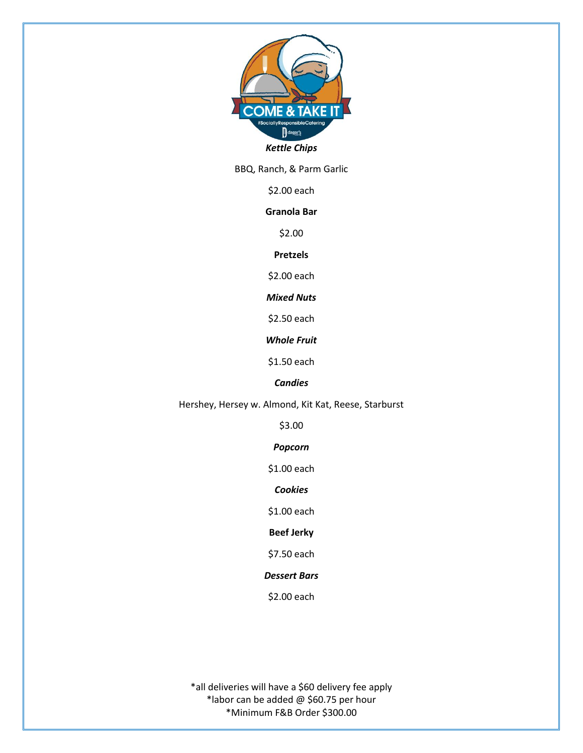***Kettle Chips***

BBQ, Ranch, & Parm Garlic

$2.00 each

**Granola Bar**

$2.00

**Pretzels**

$2.00 each

***Mixed Nuts***

$2.50 each

***Whole Fruit***

$1.50 each

***Candies***

Hershey, Hersey w. Almond, Kit Kat, Reese, Starburst

$3.00

***Popcorn***

$1.00 each

***Cookies***

$1.00 each

**Beef Jerky**

$7.50 each

***Dessert Bars***

$2.00 each

*all deliveries will have a $60 delivery fee apply
*labor can be added @ $60.75 per hour
*Minimum F&B Order $300.00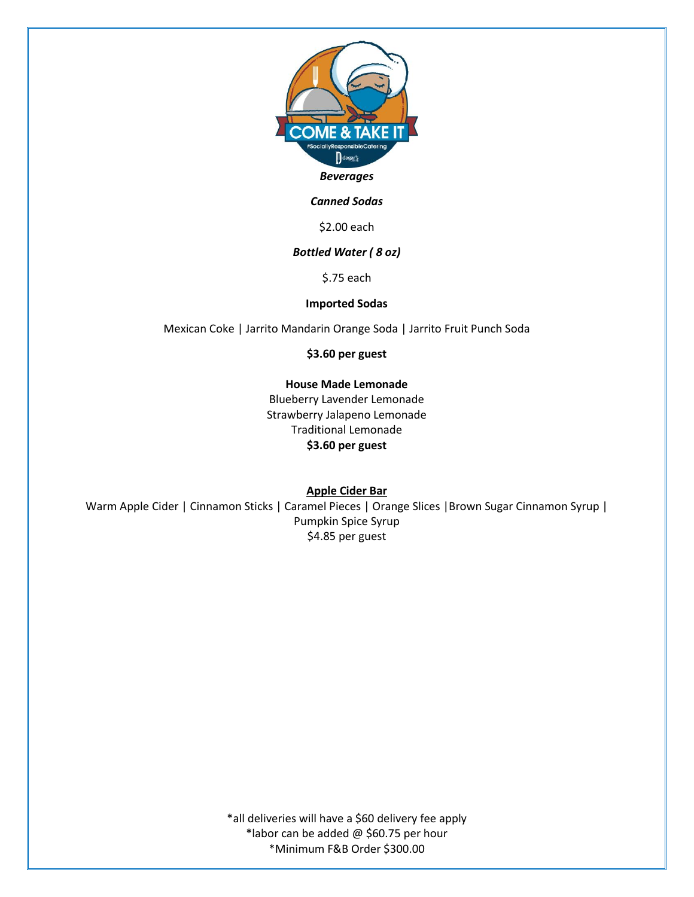***Beverages***

***Canned Sodas***

$2.00 each

***Bottled Water ( 8 oz)***

$.75 each

**Imported Sodas**

Mexican Coke | Jarrito Mandarin Orange Soda | Jarrito Fruit Punch Soda

**$3.60 per guest**

**House Made Lemonade**

Blueberry Lavender Lemonade
Strawberry Jalapeno Lemonade
Traditional Lemonade
**$3.60 per guest**

**<u>Apple Cider Bar</u>**

Warm Apple Cider | Cinnamon Sticks | Caramel Pieces | Orange Slices |Brown Sugar Cinnamon Syrup | Pumpkin Spice Syrup
$4.85 per guest

*all deliveries will have a $60 delivery fee apply
*labor can be added @ $60.75 per hour
*Minimum F&B Order $300.00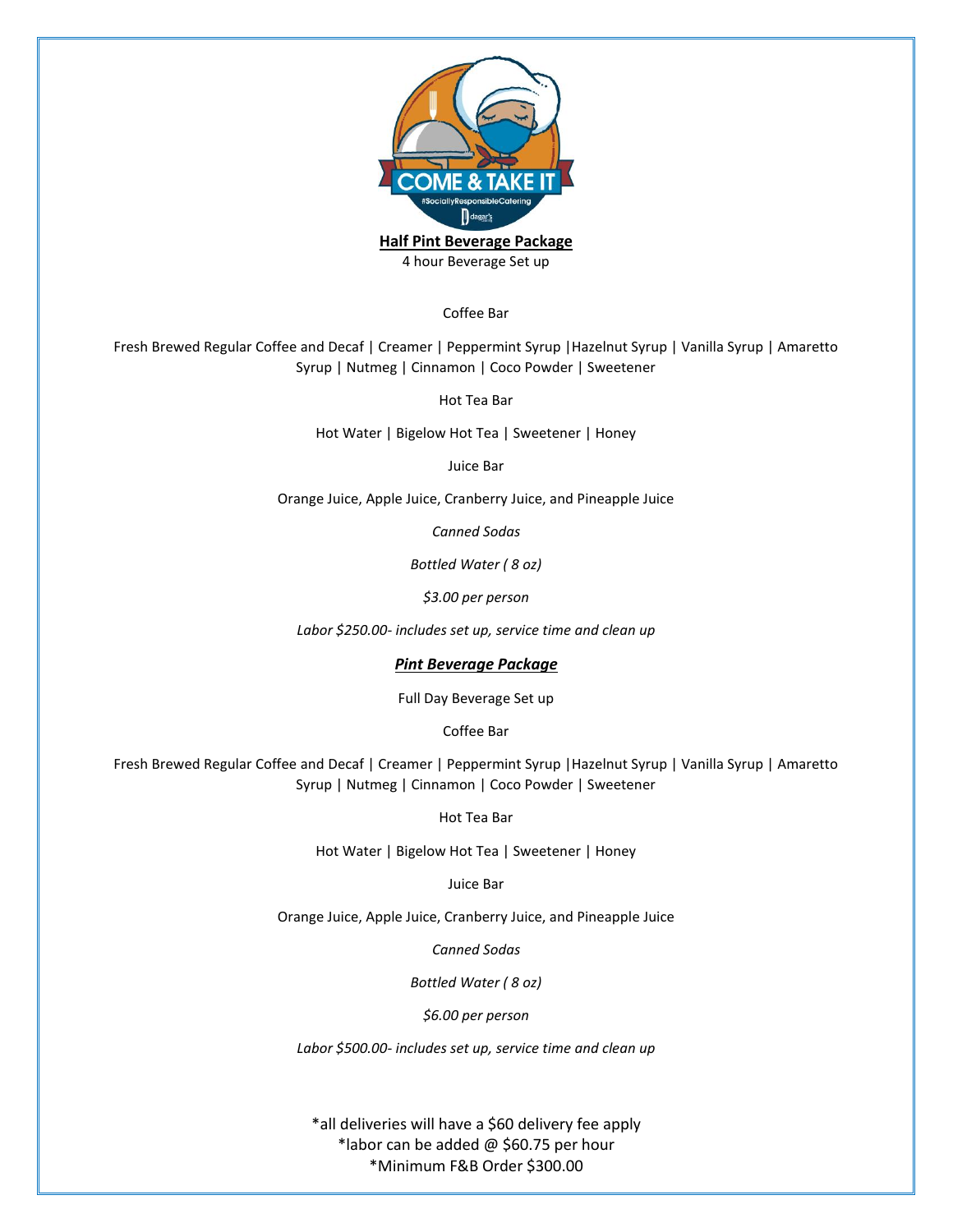## Half Pint Beverage Package

4 hour Beverage Set up

Coffee Bar

Fresh Brewed Regular Coffee and Decaf | Creamer | Peppermint Syrup |Hazelnut Syrup | Vanilla Syrup | Amaretto Syrup | Nutmeg | Cinnamon | Coco Powder | Sweetener

Hot Tea Bar

Hot Water | Bigelow Hot Tea | Sweetener | Honey

Juice Bar

Orange Juice, Apple Juice, Cranberry Juice, and Pineapple Juice

*Canned Sodas*

*Bottled Water ( 8 oz)*

*$3.00 per person*

*Labor $250.00- includes set up, service time and clean up*

## ***Pint Beverage Package***

Full Day Beverage Set up

Coffee Bar

Fresh Brewed Regular Coffee and Decaf | Creamer | Peppermint Syrup |Hazelnut Syrup | Vanilla Syrup | Amaretto Syrup | Nutmeg | Cinnamon | Coco Powder | Sweetener

Hot Tea Bar

Hot Water | Bigelow Hot Tea | Sweetener | Honey

Juice Bar

Orange Juice, Apple Juice, Cranberry Juice, and Pineapple Juice

*Canned Sodas*

*Bottled Water ( 8 oz)*

*$6.00 per person*

*Labor $500.00- includes set up, service time and clean up*

*all deliveries will have a $60 delivery fee apply
*labor can be added @ $60.75 per hour
*Minimum F&B Order $300.00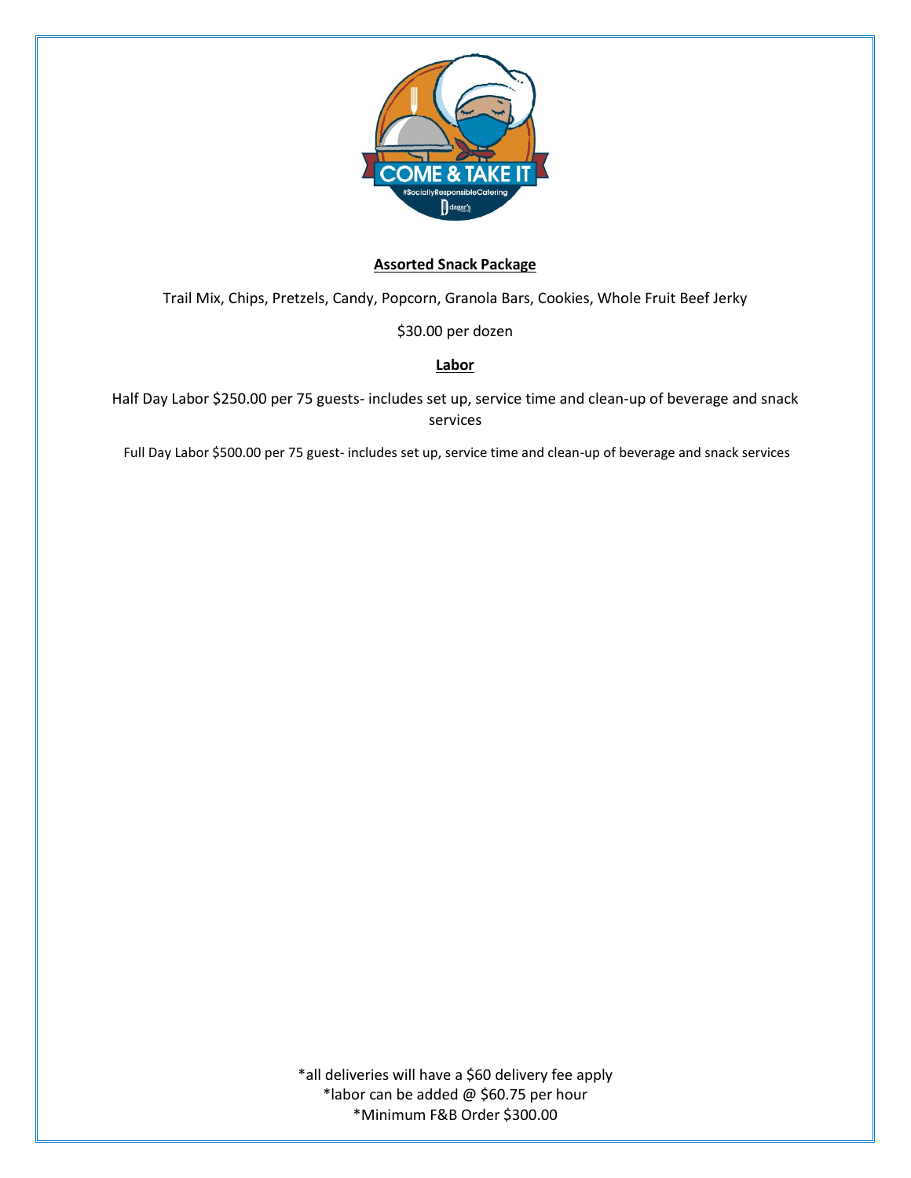**Assorted Snack Package**

Trail Mix, Chips, Pretzels, Candy, Popcorn, Granola Bars, Cookies, Whole Fruit Beef Jerky

$30.00 per dozen

**Labor**

Half Day Labor $250.00 per 75 guests- includes set up, service time and clean-up of beverage and snack services

Full Day Labor $500.00 per 75 guest- includes set up, service time and clean-up of beverage and snack services

*all deliveries will have a $60 delivery fee apply
*labor can be added @ $60.75 per hour
*Minimum F&B Order $300.00